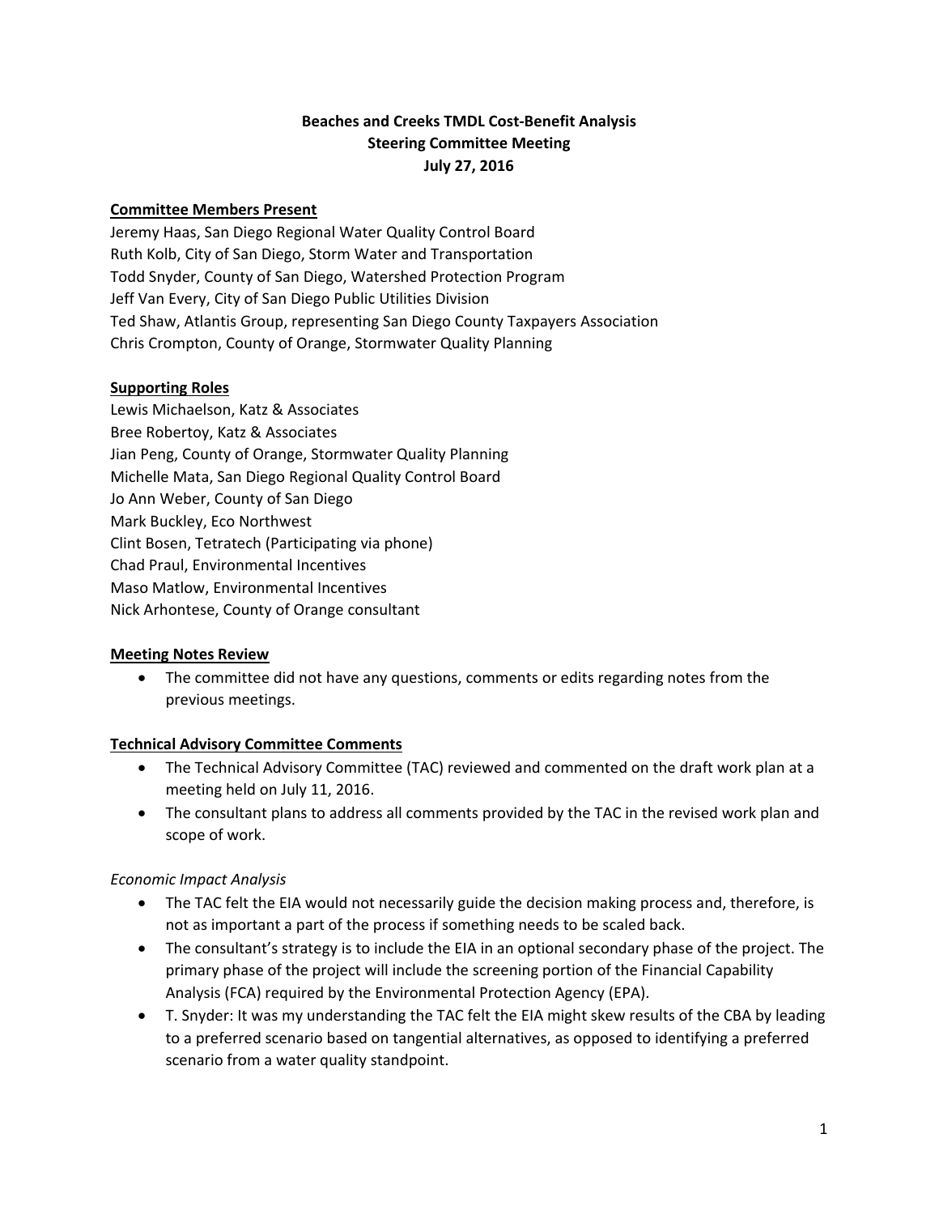# Beaches and Creeks TMDL Cost-Benefit Analysis
## Steering Committee Meeting
## July 27, 2016

**Committee Members Present**

Jeremy Haas, San Diego Regional Water Quality Control Board
Ruth Kolb, City of San Diego, Storm Water and Transportation
Todd Snyder, County of San Diego, Watershed Protection Program
Jeff Van Every, City of San Diego Public Utilities Division
Ted Shaw, Atlantis Group, representing San Diego County Taxpayers Association
Chris Crompton, County of Orange, Stormwater Quality Planning

**Supporting Roles**

Lewis Michaelson, Katz & Associates
Bree Robertoy, Katz & Associates
Jian Peng, County of Orange, Stormwater Quality Planning
Michelle Mata, San Diego Regional Quality Control Board
Jo Ann Weber, County of San Diego
Mark Buckley, Eco Northwest
Clint Bosen, Tetratech (Participating via phone)
Chad Praul, Environmental Incentives
Maso Matlow, Environmental Incentives
Nick Arhontese, County of Orange consultant

**Meeting Notes Review**

- The committee did not have any questions, comments or edits regarding notes from the previous meetings.

**Technical Advisory Committee Comments**

- The Technical Advisory Committee (TAC) reviewed and commented on the draft work plan at a meeting held on July 11, 2016.
- The consultant plans to address all comments provided by the TAC in the revised work plan and scope of work.

*Economic Impact Analysis*

- The TAC felt the EIA would not necessarily guide the decision making process and, therefore, is not as important a part of the process if something needs to be scaled back.
- The consultant's strategy is to include the EIA in an optional secondary phase of the project. The primary phase of the project will include the screening portion of the Financial Capability Analysis (FCA) required by the Environmental Protection Agency (EPA).
- T. Snyder: It was my understanding the TAC felt the EIA might skew results of the CBA by leading to a preferred scenario based on tangential alternatives, as opposed to identifying a preferred scenario from a water quality standpoint.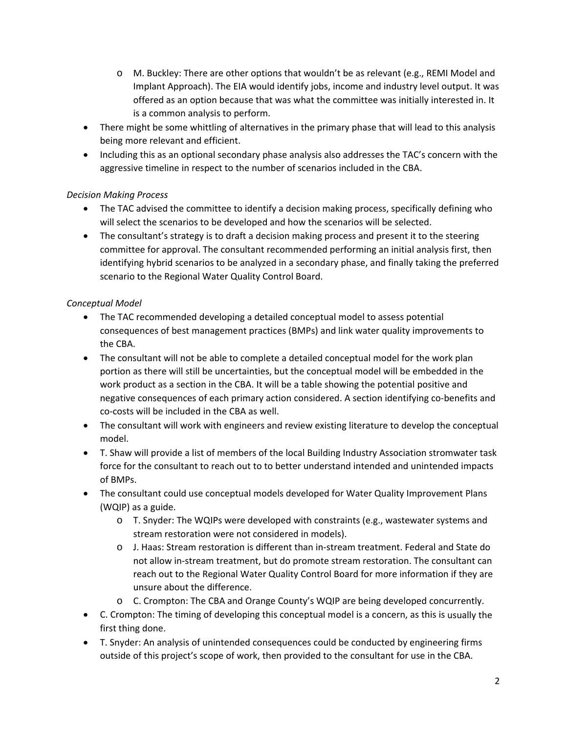- M. Buckley: There are other options that wouldn't be as relevant (e.g., REMI Model and Implant Approach). The EIA would identify jobs, income and industry level output. It was offered as an option because that was what the committee was initially interested in. It is a common analysis to perform.
- There might be some whittling of alternatives in the primary phase that will lead to this analysis being more relevant and efficient.
- Including this as an optional secondary phase analysis also addresses the TAC's concern with the aggressive timeline in respect to the number of scenarios included in the CBA.

*Decision Making Process*

- The TAC advised the committee to identify a decision making process, specifically defining who will select the scenarios to be developed and how the scenarios will be selected.
- The consultant's strategy is to draft a decision making process and present it to the steering committee for approval. The consultant recommended performing an initial analysis first, then identifying hybrid scenarios to be analyzed in a secondary phase, and finally taking the preferred scenario to the Regional Water Quality Control Board.

*Conceptual Model*

- The TAC recommended developing a detailed conceptual model to assess potential consequences of best management practices (BMPs) and link water quality improvements to the CBA.
- The consultant will not be able to complete a detailed conceptual model for the work plan portion as there will still be uncertainties, but the conceptual model will be embedded in the work product as a section in the CBA. It will be a table showing the potential positive and negative consequences of each primary action considered. A section identifying co-benefits and co-costs will be included in the CBA as well.
- The consultant will work with engineers and review existing literature to develop the conceptual model.
- T. Shaw will provide a list of members of the local Building Industry Association stormwater task force for the consultant to reach out to to better understand intended and unintended impacts of BMPs.
- The consultant could use conceptual models developed for Water Quality Improvement Plans (WQIP) as a guide.
  - T. Snyder: The WQIPs were developed with constraints (e.g., wastewater systems and stream restoration were not considered in models).
  - J. Haas: Stream restoration is different than in-stream treatment. Federal and State do not allow in-stream treatment, but do promote stream restoration. The consultant can reach out to the Regional Water Quality Control Board for more information if they are unsure about the difference.
  - C. Crompton: The CBA and Orange County's WQIP are being developed concurrently.
- C. Crompton: The timing of developing this conceptual model is a concern, as this is usually the first thing done.
- T. Snyder: An analysis of unintended consequences could be conducted by engineering firms outside of this project's scope of work, then provided to the consultant for use in the CBA.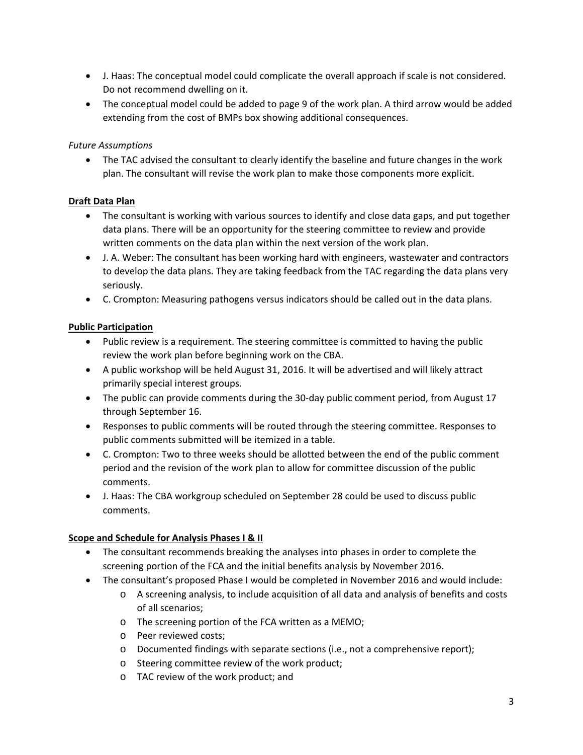- J. Haas: The conceptual model could complicate the overall approach if scale is not considered. Do not recommend dwelling on it.
- The conceptual model could be added to page 9 of the work plan. A third arrow would be added extending from the cost of BMPs box showing additional consequences.

*Future Assumptions*

- The TAC advised the consultant to clearly identify the baseline and future changes in the work plan. The consultant will revise the work plan to make those components more explicit.

**Draft Data Plan**

- The consultant is working with various sources to identify and close data gaps, and put together data plans. There will be an opportunity for the steering committee to review and provide written comments on the data plan within the next version of the work plan.
- J. A. Weber: The consultant has been working hard with engineers, wastewater and contractors to develop the data plans. They are taking feedback from the TAC regarding the data plans very seriously.
- C. Crompton: Measuring pathogens versus indicators should be called out in the data plans.

**Public Participation**

- Public review is a requirement. The steering committee is committed to having the public review the work plan before beginning work on the CBA.
- A public workshop will be held August 31, 2016. It will be advertised and will likely attract primarily special interest groups.
- The public can provide comments during the 30-day public comment period, from August 17 through September 16.
- Responses to public comments will be routed through the steering committee. Responses to public comments submitted will be itemized in a table.
- C. Crompton: Two to three weeks should be allotted between the end of the public comment period and the revision of the work plan to allow for committee discussion of the public comments.
- J. Haas: The CBA workgroup scheduled on September 28 could be used to discuss public comments.

**Scope and Schedule for Analysis Phases I & II**

- The consultant recommends breaking the analyses into phases in order to complete the screening portion of the FCA and the initial benefits analysis by November 2016.
- The consultant's proposed Phase I would be completed in November 2016 and would include:
  - A screening analysis, to include acquisition of all data and analysis of benefits and costs of all scenarios;
  - The screening portion of the FCA written as a MEMO;
  - Peer reviewed costs;
  - Documented findings with separate sections (i.e., not a comprehensive report);
  - Steering committee review of the work product;
  - TAC review of the work product; and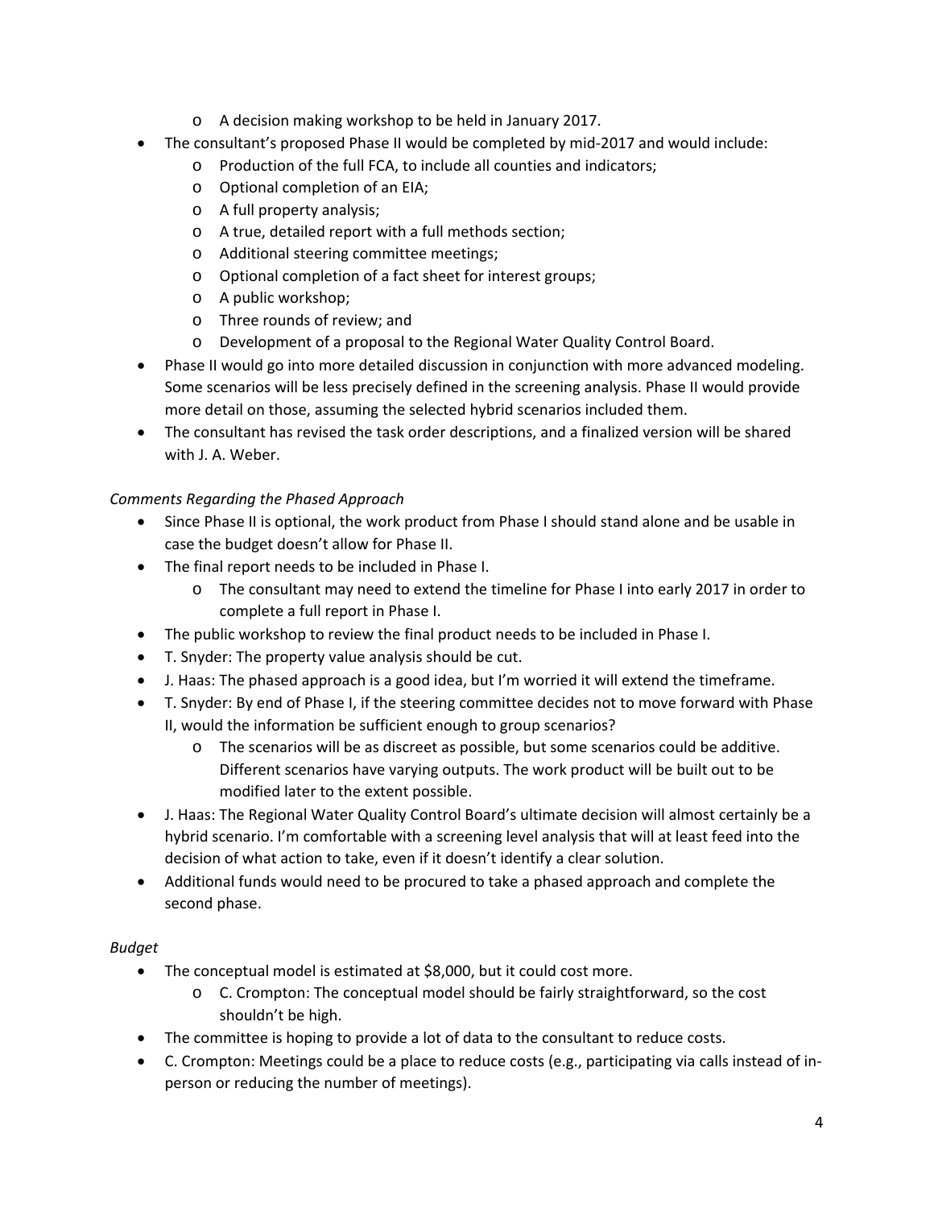- A decision making workshop to be held in January 2017.
- The consultant's proposed Phase II would be completed by mid-2017 and would include:
  - Production of the full FCA, to include all counties and indicators;
  - Optional completion of an EIA;
  - A full property analysis;
  - A true, detailed report with a full methods section;
  - Additional steering committee meetings;
  - Optional completion of a fact sheet for interest groups;
  - A public workshop;
  - Three rounds of review; and
  - Development of a proposal to the Regional Water Quality Control Board.
- Phase II would go into more detailed discussion in conjunction with more advanced modeling. Some scenarios will be less precisely defined in the screening analysis. Phase II would provide more detail on those, assuming the selected hybrid scenarios included them.
- The consultant has revised the task order descriptions, and a finalized version will be shared with J. A. Weber.

*Comments Regarding the Phased Approach*

- Since Phase II is optional, the work product from Phase I should stand alone and be usable in case the budget doesn't allow for Phase II.
- The final report needs to be included in Phase I.
  - The consultant may need to extend the timeline for Phase I into early 2017 in order to complete a full report in Phase I.
- The public workshop to review the final product needs to be included in Phase I.
- T. Snyder: The property value analysis should be cut.
- J. Haas: The phased approach is a good idea, but I'm worried it will extend the timeframe.
- T. Snyder: By end of Phase I, if the steering committee decides not to move forward with Phase II, would the information be sufficient enough to group scenarios?
  - The scenarios will be as discreet as possible, but some scenarios could be additive. Different scenarios have varying outputs. The work product will be built out to be modified later to the extent possible.
- J. Haas: The Regional Water Quality Control Board's ultimate decision will almost certainly be a hybrid scenario. I'm comfortable with a screening level analysis that will at least feed into the decision of what action to take, even if it doesn't identify a clear solution.
- Additional funds would need to be procured to take a phased approach and complete the second phase.

*Budget*

- The conceptual model is estimated at $8,000, but it could cost more.
  - C. Crompton: The conceptual model should be fairly straightforward, so the cost shouldn't be high.
- The committee is hoping to provide a lot of data to the consultant to reduce costs.
- C. Crompton: Meetings could be a place to reduce costs (e.g., participating via calls instead of in-person or reducing the number of meetings).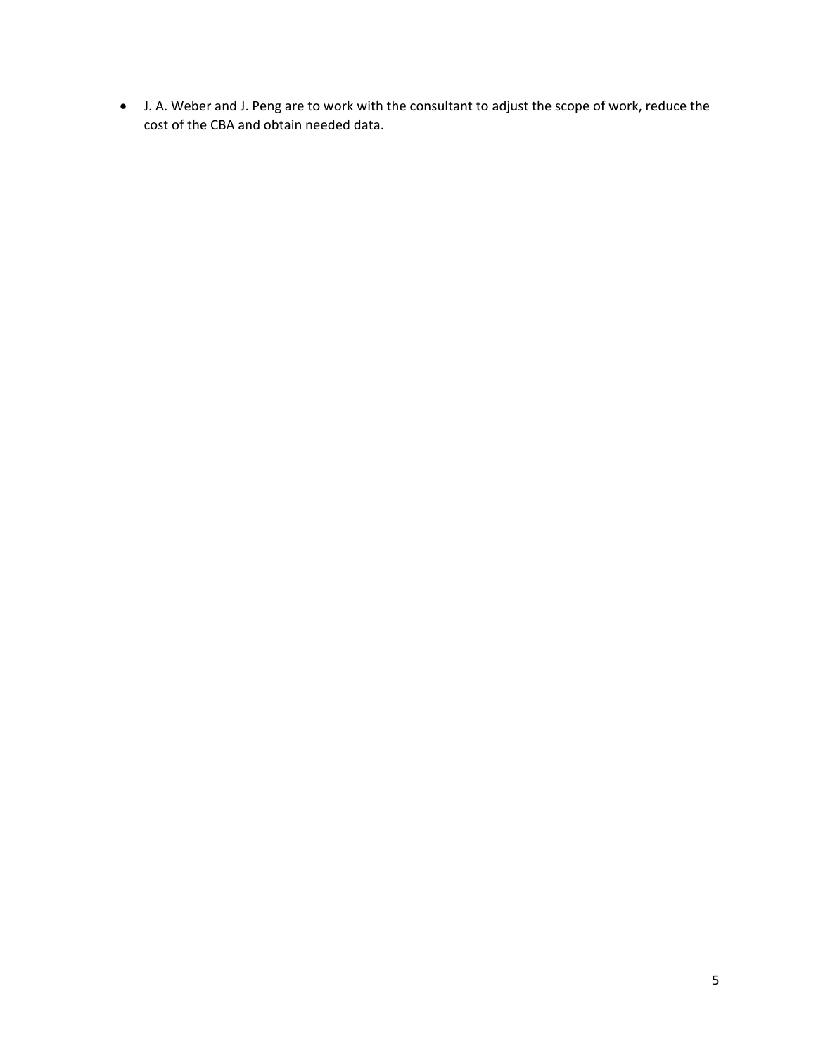- J. A. Weber and J. Peng are to work with the consultant to adjust the scope of work, reduce the cost of the CBA and obtain needed data.